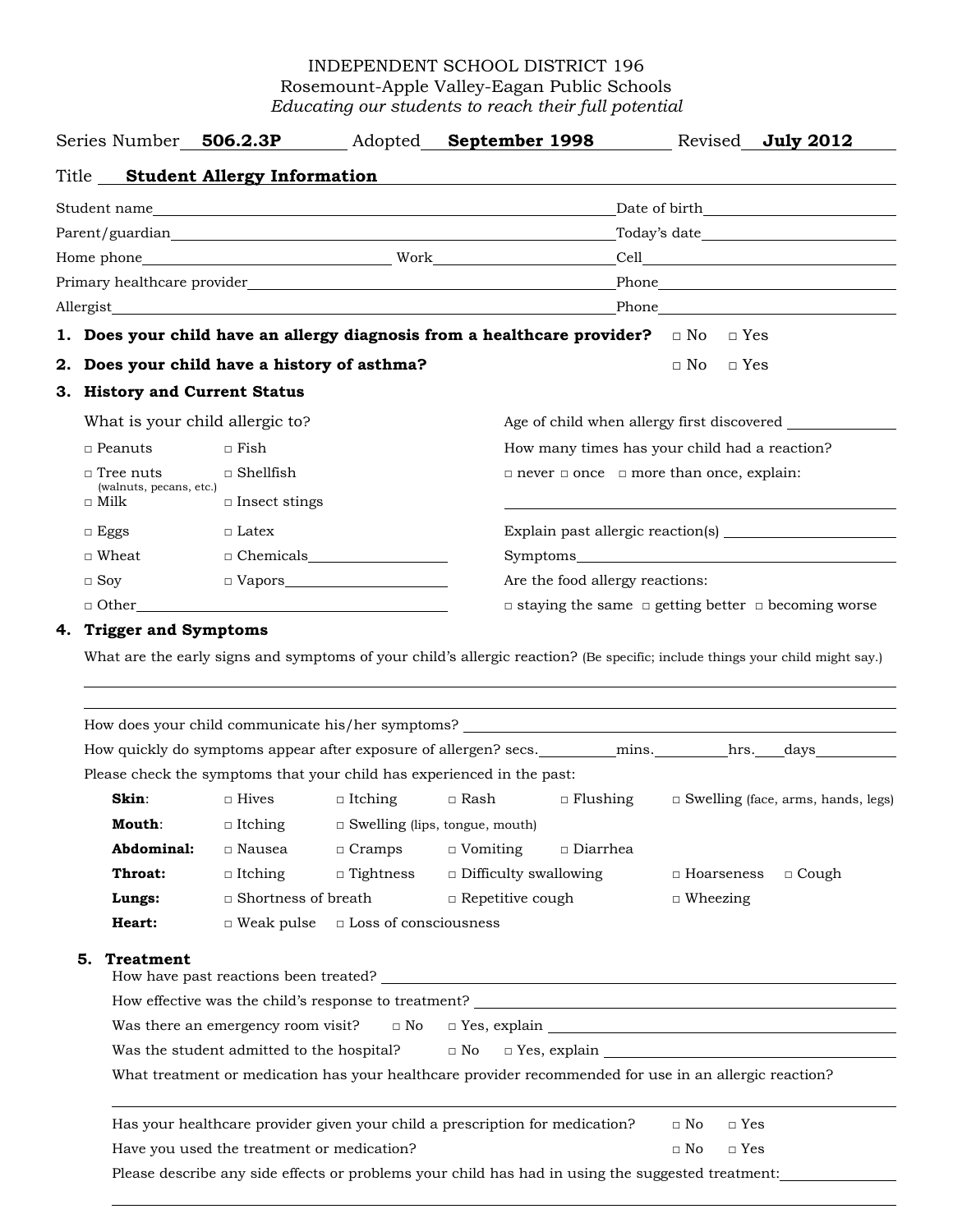INDEPENDENT SCHOOL DISTRICT 196
Rosemount-Apple Valley-Eagan Public Schools
*Educating our students to reach their full potential*

Series Number **506.2.3P** Adopted **September 1998** Revised **July 2012**

Title **Student Allergy Information**

Student name ________________________________ Date of birth ____________

Parent/guardian ________________________________ Today's date ____________

Home phone ________________ Work ________________ Cell ____________

Primary healthcare provider ________________________________ Phone ____________

Allergist ________________________________ Phone ____________

1. **Does your child have an allergy diagnosis from a healthcare provider?** □ No □ Yes

2. **Does your child have a history of asthma?** □ No □ Yes

3. **History and Current Status**

   What is your child allergic to?

   □ Peanuts □ Fish
   □ Tree nuts (walnuts, pecans, etc.) □ Shellfish
   □ Milk □ Insect stings
   □ Eggs □ Latex
   □ Wheat □ Chemicals____________
   □ Soy □ Vapors____________
   □ Other________________________

   Age of child when allergy first discovered ____________

   How many times has your child had a reaction?

   □ never □ once □ more than once, explain:

   ________________________________

   Explain past allergic reaction(s) ____________

   Symptoms ____________

   Are the food allergy reactions:

   □ staying the same □ getting better □ becoming worse

4. **Trigger and Symptoms**

   What are the early signs and symptoms of your child's allergic reaction? (Be specific; include things your child might say.)

   ________________________________

   ________________________________

   How does your child communicate his/her symptoms? ____________

   How quickly do symptoms appear after exposure of allergen? secs.________ mins.________ hrs.____ days________

   Please check the symptoms that your child has experienced in the past:

   **Skin**: □ Hives □ Itching □ Rash □ Flushing □ Swelling (face, arms, hands, legs)

   **Mouth**: □ Itching □ Swelling (lips, tongue, mouth)

   **Abdominal:** □ Nausea □ Cramps □ Vomiting □ Diarrhea

   **Throat:** □ Itching □ Tightness □ Difficulty swallowing □ Hoarseness □ Cough

   **Lungs:** □ Shortness of breath □ Repetitive cough □ Wheezing

   **Heart:** □ Weak pulse □ Loss of consciousness

5. **Treatment**

   How have past reactions been treated? ____________

   How effective was the child's response to treatment? ____________

   Was there an emergency room visit? □ No □ Yes, explain ____________

   Was the student admitted to the hospital? □ No □ Yes, explain ____________

   What treatment or medication has your healthcare provider recommended for use in an allergic reaction?

   ________________________________

   Has your healthcare provider given your child a prescription for medication? □ No □ Yes

   Have you used the treatment or medication? □ No □ Yes

   Please describe any side effects or problems your child has had in using the suggested treatment:____________

   ________________________________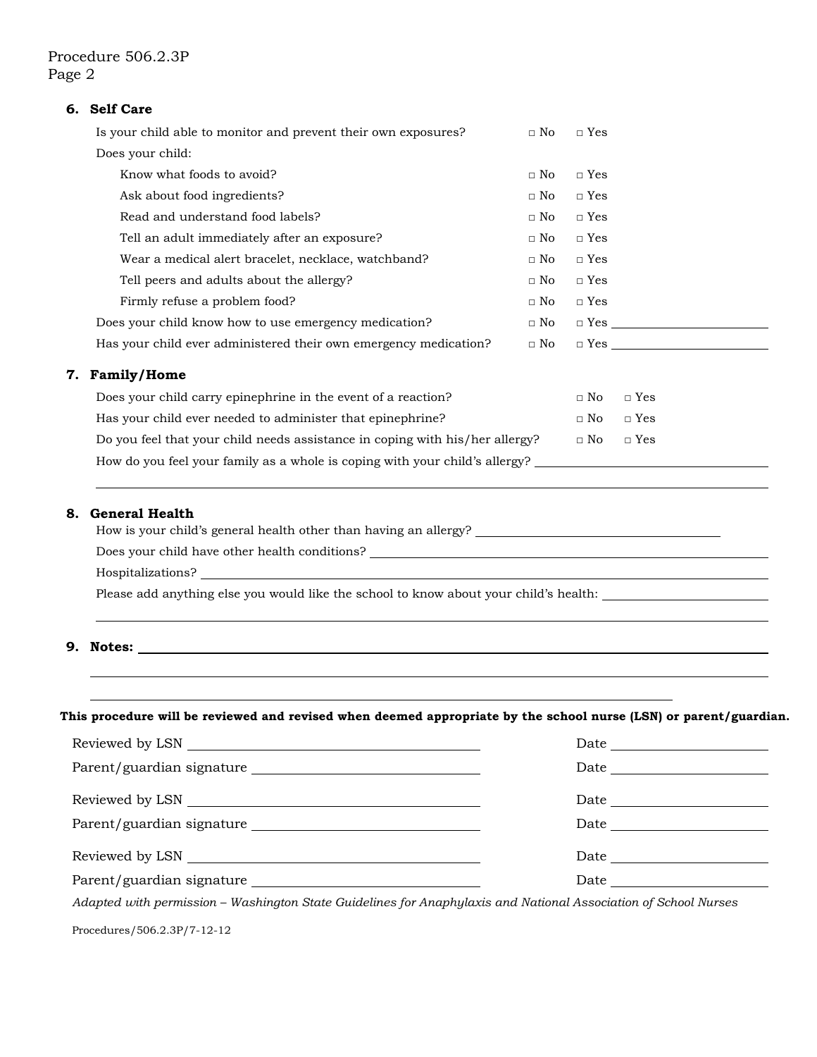Procedure 506.2.3P

**6. Self Care**

Is your child able to monitor and prevent their own exposures? □ No □ Yes

Does your child:

- Know what foods to avoid? □ No □ Yes
- Ask about food ingredients? □ No □ Yes
- Read and understand food labels? □ No □ Yes
- Tell an adult immediately after an exposure? □ No □ Yes
- Wear a medical alert bracelet, necklace, watchband? □ No □ Yes
- Tell peers and adults about the allergy? □ No □ Yes
- Firmly refuse a problem food? □ No □ Yes

Does your child know how to use emergency medication? □ No □ Yes ____________________

Has your child ever administered their own emergency medication? □ No □ Yes ____________________

**7. Family/Home**

Does your child carry epinephrine in the event of a reaction? □ No □ Yes

Has your child ever needed to administer that epinephrine? □ No □ Yes

Do you feel that your child needs assistance in coping with his/her allergy? □ No □ Yes

How do you feel your family as a whole is coping with your child's allergy? ____________________

____________________________________________________________

**8. General Health**

How is your child's general health other than having an allergy? ____________________

Does your child have other health conditions? ____________________

Hospitalizations? ____________________

Please add anything else you would like the school to know about your child's health: ____________________

____________________________________________________________

**9. Notes:** ____________________________________________________________

____________________________________________________________

____________________________________________________________

**This procedure will be reviewed and revised when deemed appropriate by the school nurse (LSN) or parent/guardian.**

Reviewed by LSN ______________________________ Date ____________________

Parent/guardian signature ______________________________ Date ____________________

Reviewed by LSN ______________________________ Date ____________________

Parent/guardian signature ______________________________ Date ____________________

Reviewed by LSN ______________________________ Date ____________________

Parent/guardian signature ______________________________ Date ____________________

*Adapted with permission – Washington State Guidelines for Anaphylaxis and National Association of School Nurses*

Procedures/506.2.3P/7-12-12